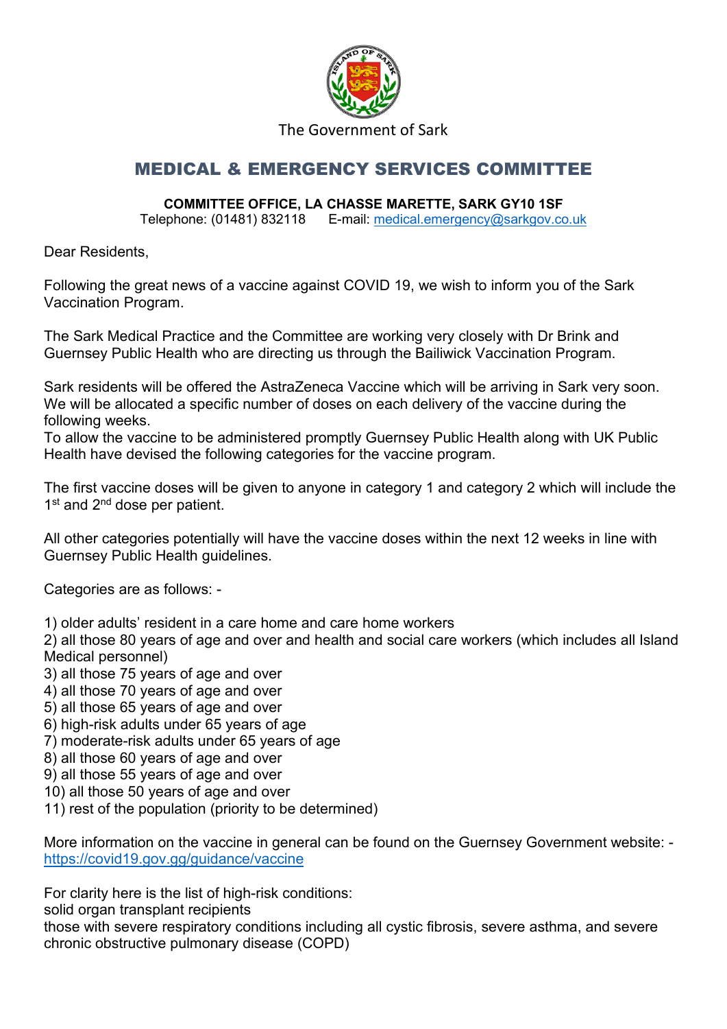The Government of Sark

## MEDICAL & EMERGENCY SERVICES COMMITTEE

**COMMITTEE OFFICE, LA CHASSE MARETTE, SARK GY10 1SF**
Telephone: (01481) 832118     E-mail: medical.emergency@sarkgov.co.uk

Dear Residents,

Following the great news of a vaccine against COVID 19, we wish to inform you of the Sark Vaccination Program.

The Sark Medical Practice and the Committee are working very closely with Dr Brink and Guernsey Public Health who are directing us through the Bailiwick Vaccination Program.

Sark residents will be offered the AstraZeneca Vaccine which will be arriving in Sark very soon. We will be allocated a specific number of doses on each delivery of the vaccine during the following weeks.
To allow the vaccine to be administered promptly Guernsey Public Health along with UK Public Health have devised the following categories for the vaccine program.

The first vaccine doses will be given to anyone in category 1 and category 2 which will include the 1st and 2nd dose per patient.

All other categories potentially will have the vaccine doses within the next 12 weeks in line with Guernsey Public Health guidelines.

Categories are as follows: -

1) older adults' resident in a care home and care home workers
2) all those 80 years of age and over and health and social care workers (which includes all Island Medical personnel)
3) all those 75 years of age and over
4) all those 70 years of age and over
5) all those 65 years of age and over
6) high-risk adults under 65 years of age
7) moderate-risk adults under 65 years of age
8) all those 60 years of age and over
9) all those 55 years of age and over
10) all those 50 years of age and over
11) rest of the population (priority to be determined)

More information on the vaccine in general can be found on the Guernsey Government website: - https://covid19.gov.gg/guidance/vaccine

For clarity here is the list of high-risk conditions:
solid organ transplant recipients
those with severe respiratory conditions including all cystic fibrosis, severe asthma, and severe chronic obstructive pulmonary disease (COPD)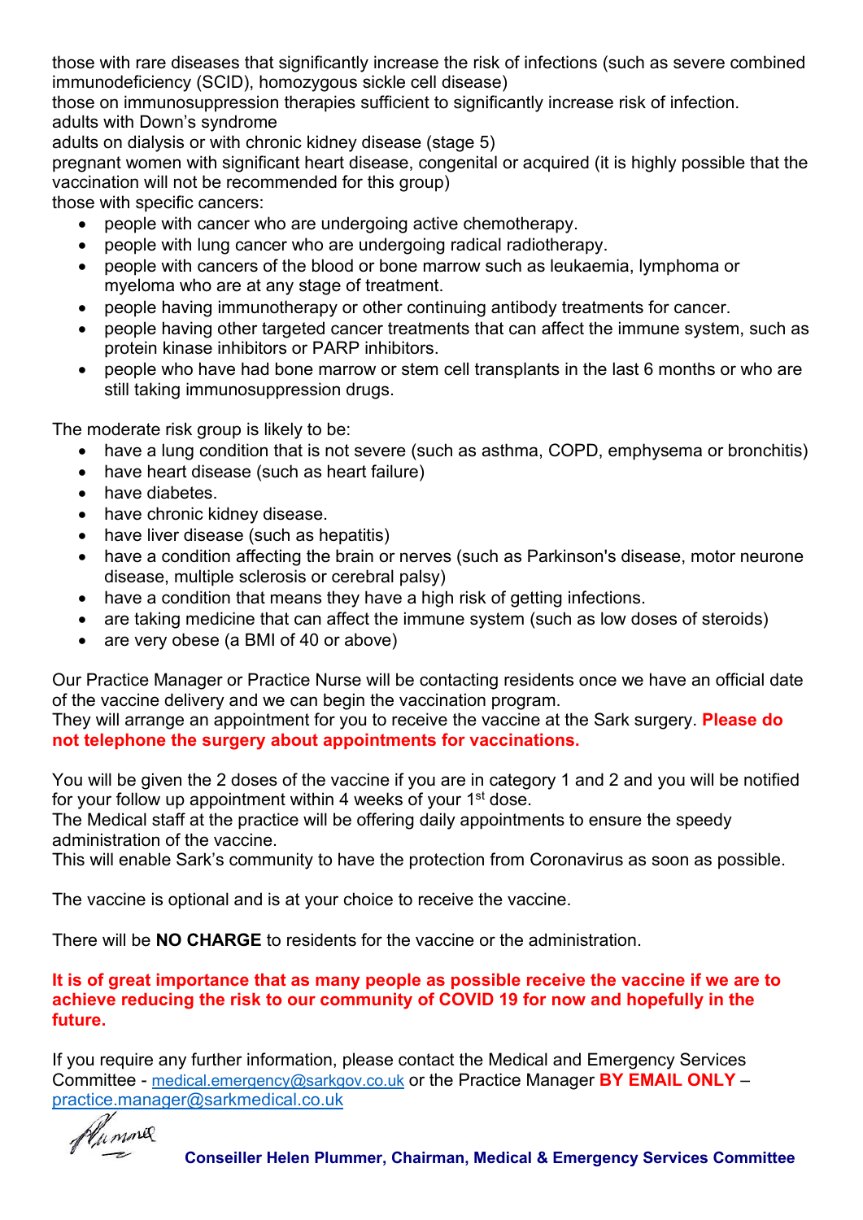those with rare diseases that significantly increase the risk of infections (such as severe combined immunodeficiency (SCID), homozygous sickle cell disease)
those on immunosuppression therapies sufficient to significantly increase risk of infection.
adults with Down's syndrome
adults on dialysis or with chronic kidney disease (stage 5)
pregnant women with significant heart disease, congenital or acquired (it is highly possible that the vaccination will not be recommended for this group)
those with specific cancers:

- people with cancer who are undergoing active chemotherapy.
- people with lung cancer who are undergoing radical radiotherapy.
- people with cancers of the blood or bone marrow such as leukaemia, lymphoma or myeloma who are at any stage of treatment.
- people having immunotherapy or other continuing antibody treatments for cancer.
- people having other targeted cancer treatments that can affect the immune system, such as protein kinase inhibitors or PARP inhibitors.
- people who have had bone marrow or stem cell transplants in the last 6 months or who are still taking immunosuppression drugs.

The moderate risk group is likely to be:

- have a lung condition that is not severe (such as asthma, COPD, emphysema or bronchitis)
- have heart disease (such as heart failure)
- have diabetes.
- have chronic kidney disease.
- have liver disease (such as hepatitis)
- have a condition affecting the brain or nerves (such as Parkinson's disease, motor neurone disease, multiple sclerosis or cerebral palsy)
- have a condition that means they have a high risk of getting infections.
- are taking medicine that can affect the immune system (such as low doses of steroids)
- are very obese (a BMI of 40 or above)

Our Practice Manager or Practice Nurse will be contacting residents once we have an official date of the vaccine delivery and we can begin the vaccination program.
They will arrange an appointment for you to receive the vaccine at the Sark surgery. **Please do not telephone the surgery about appointments for vaccinations.**

You will be given the 2 doses of the vaccine if you are in category 1 and 2 and you will be notified for your follow up appointment within 4 weeks of your 1st dose.
The Medical staff at the practice will be offering daily appointments to ensure the speedy administration of the vaccine.
This will enable Sark's community to have the protection from Coronavirus as soon as possible.

The vaccine is optional and is at your choice to receive the vaccine.

There will be **NO CHARGE** to residents for the vaccine or the administration.

**It is of great importance that as many people as possible receive the vaccine if we are to achieve reducing the risk to our community of COVID 19 for now and hopefully in the future.**

If you require any further information, please contact the Medical and Emergency Services Committee - medical.emergency@sarkgov.co.uk or the Practice Manager **BY EMAIL ONLY** – practice.manager@sarkmedical.co.uk

**Conseiller Helen Plummer, Chairman, Medical & Emergency Services Committee**